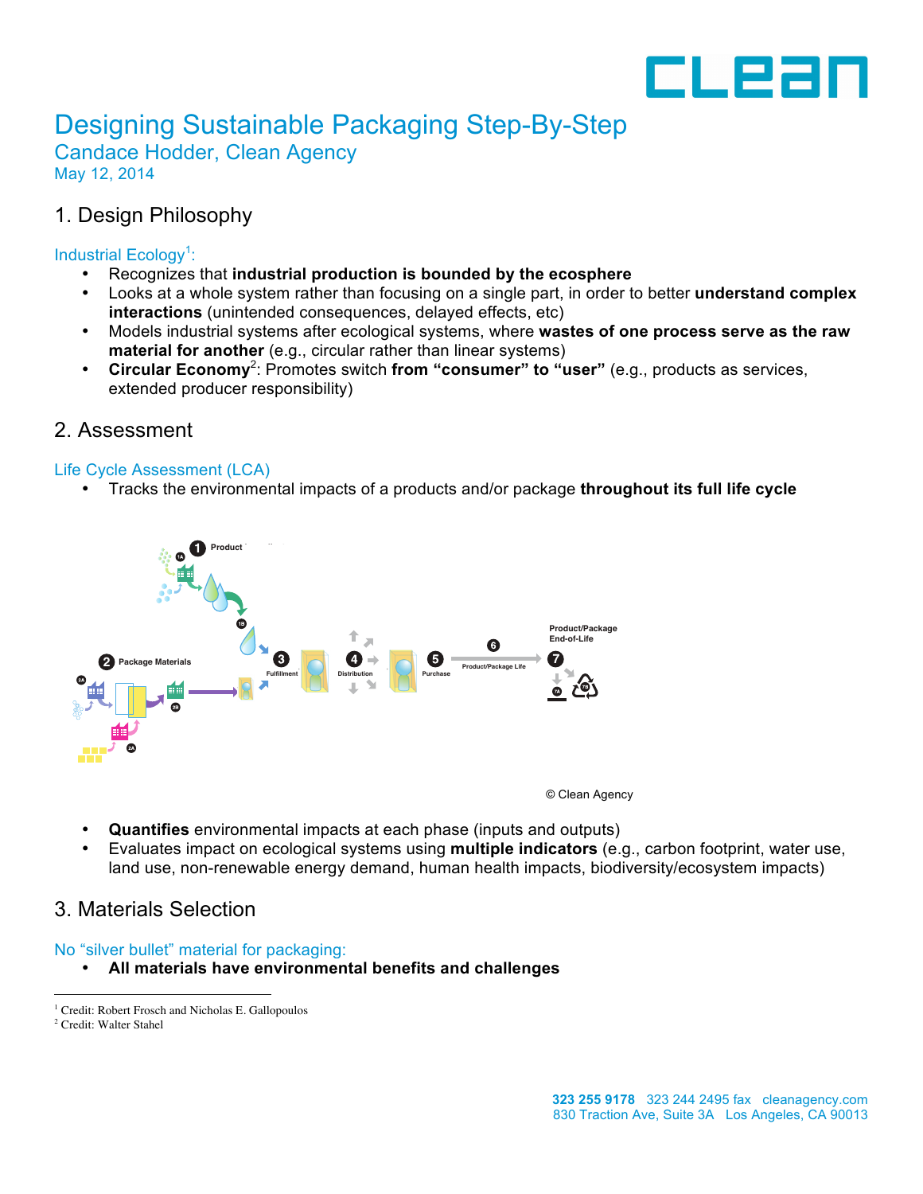# Designing Sustainable Packaging Step-By-Step

## Candace Hodder, Clean Agency

May 12, 2014

## 1. Design Philosophy

### Industrial Ecology[1]:

- Recognizes that **industrial production is bounded by the ecosphere**
- Looks at a whole system rather than focusing on a single part, in order to better **understand complex interactions** (unintended consequences, delayed effects, etc)
- Models industrial systems after ecological systems, where **wastes of one process serve as the raw material for another** (e.g., circular rather than linear systems)
- **Circular Economy**[2]: Promotes switch **from "consumer" to "user"** (e.g., products as services, extended producer responsibility)

## 2. Assessment

### Life Cycle Assessment (LCA)

- Tracks the environmental impacts of a products and/or package **throughout its full life cycle**

1 Product
1A
1B
2 Package Materials
2A
2B
2A
3 Fulfillment
4 Distribution
5 Purchase
6 Product/Package Life
7 Product/Package End-of-Life
7A
7B

© Clean Agency

- **Quantifies** environmental impacts at each phase (inputs and outputs)
- Evaluates impact on ecological systems using **multiple indicators** (e.g., carbon footprint, water use, land use, non-renewable energy demand, human health impacts, biodiversity/ecosystem impacts)

## 3. Materials Selection

### No "silver bullet" material for packaging:

- **All materials have environmental benefits and challenges**

---

[1] Credit: Robert Frosch and Nicholas E. Gallopoulos
[2] Credit: Walter Stahel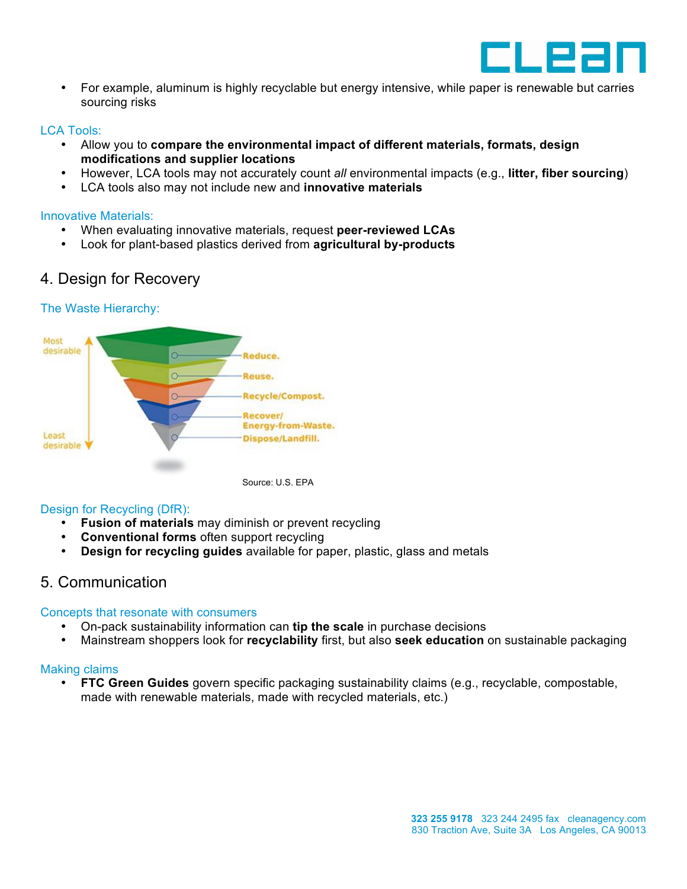- For example, aluminum is highly recyclable but energy intensive, while paper is renewable but carries sourcing risks

### LCA Tools:

- Allow you to **compare the environmental impact of different materials, formats, design modifications and supplier locations**
- However, LCA tools may not accurately count *all* environmental impacts (e.g., **litter, fiber sourcing**)
- LCA tools also may not include new and **innovative materials**

### Innovative Materials:

- When evaluating innovative materials, request **peer-reviewed LCAs**
- Look for plant-based plastics derived from **agricultural by-products**

## 4. Design for Recovery

### The Waste Hierarchy:

Most desirable

Reduce.

Reuse.

Recycle/Compost.

Recover/ Energy-from-Waste.

Dispose/Landfill.

Least desirable

Source: U.S. EPA

### Design for Recycling (DfR):

- **Fusion of materials** may diminish or prevent recycling
- **Conventional forms** often support recycling
- **Design for recycling guides** available for paper, plastic, glass and metals

## 5. Communication

### Concepts that resonate with consumers

- On-pack sustainability information can **tip the scale** in purchase decisions
- Mainstream shoppers look for **recyclability** first, but also **seek education** on sustainable packaging

### Making claims

- **FTC Green Guides** govern specific packaging sustainability claims (e.g., recyclable, compostable, made with renewable materials, made with recycled materials, etc.)